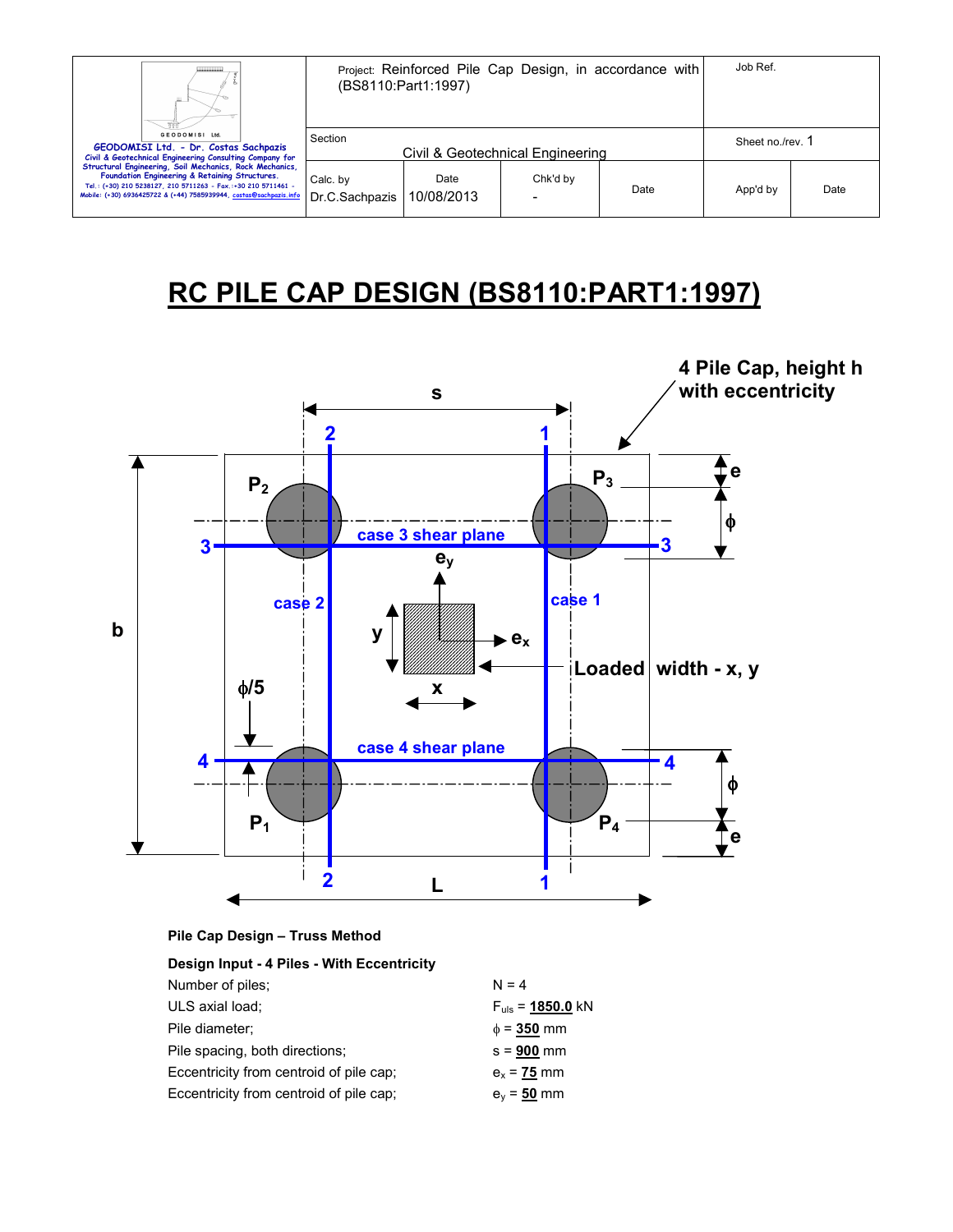| GEODOMISI Ltd. - Dr. Costas Sachpazis<br>Civil & Geotechnical Engineering Consulting Company for Structural Engineering, Soil Mechanics, Rock Mechanics, Foundation Engineering & Retaining Structures.<br>Tel.: (+30) 210 5238127, 210 5711263 - Fax.:+30 210 5711461 - Mobile: (+30) 6936425722 & (+44) 7585939944, costas@sachpazis.info | Project: Reinforced Pile Cap Design, in accordance with (BS8110:Part1:1997) | | | | Job Ref. | |
|---|---|---|---|---|---|---|
| | Section<br>Civil & Geotechnical Engineering | | | | Sheet no./rev. 1 | |
| | Calc. by<br>Dr.C.Sachpazis | Date<br>10/08/2013 | Chk'd by<br>- | Date | App'd by | Date |

# RC PILE CAP DESIGN (BS8110:PART1:1997)

**Pile Cap Design – Truss Method**

**Design Input - 4 Piles - With Eccentricity**

| | |
|---|---|
| Number of piles; | N = 4 |
| ULS axial load; | $F_{uls}$ = **1850.0** kN |
| Pile diameter; | $\phi$ = **350** mm |
| Pile spacing, both directions; | s = **900** mm |
| Eccentricity from centroid of pile cap; | $e_x$ = **75** mm |
| Eccentricity from centroid of pile cap; | $e_y$ = **50** mm |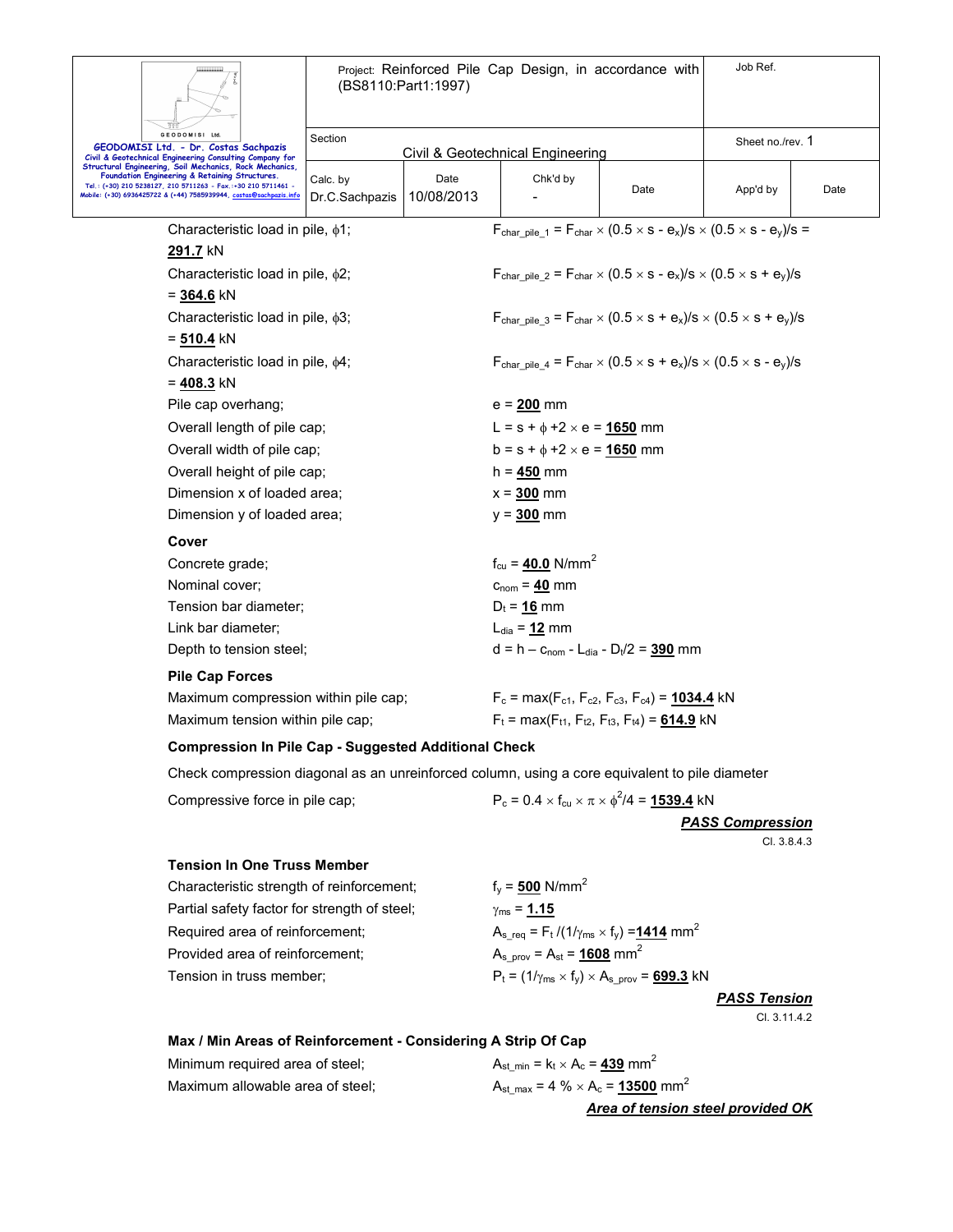Characteristic load in pile, $\phi 1$; $F_{char\_pile\_1} = F_{char} \times (0.5 \times s - e_x)/s \times (0.5 \times s - e_y)/s$ = **291.7** kN

Characteristic load in pile, $\phi 2$; $F_{char\_pile\_2} = F_{char} \times (0.5 \times s - e_x)/s \times (0.5 \times s + e_y)/s$ = **364.6** kN

Characteristic load in pile, $\phi 3$; $F_{char\_pile\_3} = F_{char} \times (0.5 \times s + e_x)/s \times (0.5 \times s + e_y)/s$ = **510.4** kN

Characteristic load in pile, $\phi 4$; $F_{char\_pile\_4} = F_{char} \times (0.5 \times s + e_x)/s \times (0.5 \times s - e_y)/s$ = **408.3** kN

Pile cap overhang; $e$ = **200** mm

Overall length of pile cap; $L = s + \phi + 2 \times e$ = **1650** mm

Overall width of pile cap; $b = s + \phi + 2 \times e$ = **1650** mm

Overall height of pile cap; $h$ = **450** mm

Dimension x of loaded area; $x$ = **300** mm

Dimension y of loaded area; $y$ = **300** mm

**Cover**

Concrete grade; $f_{cu}$ = **40.0** N/mm$^2$

Nominal cover; $c_{nom}$ = **40** mm

Tension bar diameter; $D_t$ = **16** mm

Link bar diameter; $L_{dia}$ = **12** mm

Depth to tension steel; $d = h - c_{nom} - L_{dia} - D_t/2$ = **390** mm

**Pile Cap Forces**

Maximum compression within pile cap; $F_c = \max(F_{c1}, F_{c2}, F_{c3}, F_{c4})$ = **1034.4** kN

Maximum tension within pile cap; $F_t = \max(F_{t1}, F_{t2}, F_{t3}, F_{t4})$ = **614.9** kN

**Compression In Pile Cap - Suggested Additional Check**

Check compression diagonal as an unreinforced column, using a core equivalent to pile diameter

Compressive force in pile cap; $P_c = 0.4 \times f_{cu} \times \pi \times \phi^2/4$ = **1539.4** kN

***PASS Compression***

Cl. 3.8.4.3

**Tension In One Truss Member**

Characteristic strength of reinforcement; $f_y$ = **500** N/mm$^2$

Partial safety factor for strength of steel; $\gamma_{ms}$ = **1.15**

Required area of reinforcement; $A_{s\_req} = F_t /(1/\gamma_{ms} \times f_y)$ = **1414** mm$^2$

Provided area of reinforcement; $A_{s\_prov} = A_{st}$ = **1608** mm$^2$

Tension in truss member; $P_t = (1/\gamma_{ms} \times f_y) \times A_{s\_prov}$ = **699.3** kN

***PASS Tension***

Cl. 3.11.4.2

**Max / Min Areas of Reinforcement - Considering A Strip Of Cap**

Minimum required area of steel; $A_{st\_min} = k_t \times A_c$ = **439** mm$^2$

Maximum allowable area of steel; $A_{st\_max} = 4\ \% \times A_c$ = **13500** mm$^2$

***Area of tension steel provided OK***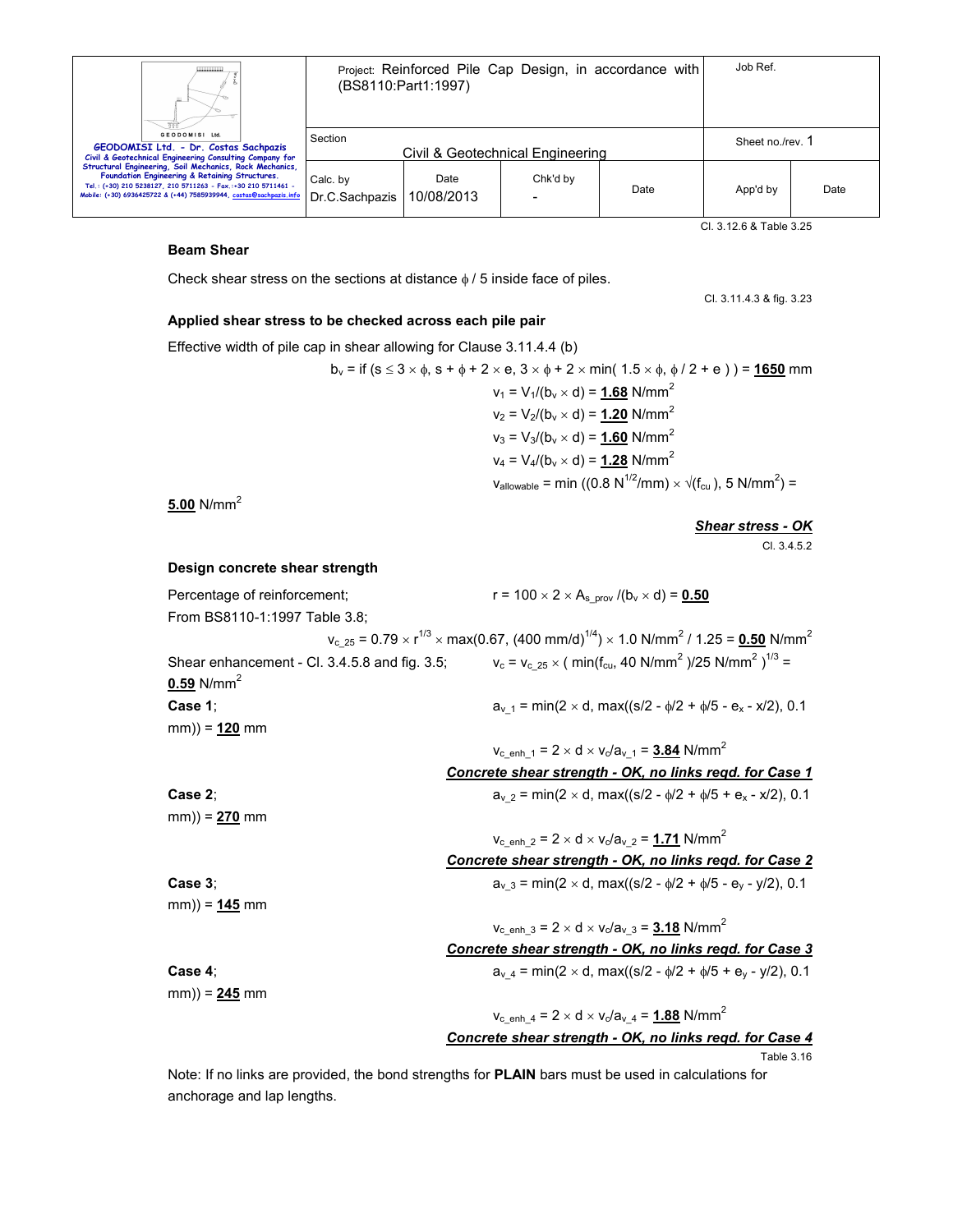Cl. 3.12.6 & Table 3.25

### Beam Shear

Check shear stress on the sections at distance $\phi$ / 5 inside face of piles.

Cl. 3.11.4.3 & fig. 3.23

### Applied shear stress to be checked across each pile pair

Effective width of pile cap in shear allowing for Clause 3.11.4.4 (b)

$b_v$ = if (s ≤ 3 × $\phi$, s + $\phi$ + 2 × e, 3 × $\phi$ + 2 × min( 1.5 × $\phi$, $\phi$ / 2 + e ) ) = **1650** mm

$v_1 = V_1/(b_v \times d)$ = **1.68** N/mm$^2$

$v_2 = V_2/(b_v \times d)$ = **1.20** N/mm$^2$

$v_3 = V_3/(b_v \times d)$ = **1.60** N/mm$^2$

$v_4 = V_4/(b_v \times d)$ = **1.28** N/mm$^2$

$v_{allowable}$ = min ((0.8 N$^{1/2}$/mm) × $\sqrt{f_{cu}}$ ), 5 N/mm$^2$) = **5.00** N/mm$^2$

***Shear stress - OK***

Cl. 3.4.5.2

### Design concrete shear strength

Percentage of reinforcement; r = 100 × 2 × $A_{s\_prov}$ /($b_v$ × d) = **0.50**

From BS8110-1:1997 Table 3.8;

$v_{c\_25}$ = 0.79 × r$^{1/3}$ × max(0.67, (400 mm/d)$^{1/4}$) × 1.0 N/mm$^2$ / 1.25 = **0.50** N/mm$^2$

Shear enhancement - Cl. 3.4.5.8 and fig. 3.5; $v_c = v_{c\_25}$ × ( min($f_{cu}$, 40 N/mm$^2$ )/25 N/mm$^2$ )$^{1/3}$ = **0.59** N/mm$^2$

**Case 1**; $a_{v\_1}$ = min(2 × d, max((s/2 - $\phi$/2 + $\phi$/5 - $e_x$ - x/2), 0.1 mm)) = **120** mm

$v_{c\_enh\_1}$ = 2 × d × $v_c$/$a_{v\_1}$ = **3.84** N/mm$^2$

***Concrete shear strength - OK, no links reqd. for Case 1***

**Case 2**; $a_{v\_2}$ = min(2 × d, max((s/2 - $\phi$/2 + $\phi$/5 + $e_x$ - x/2), 0.1 mm)) = **270** mm

$v_{c\_enh\_2}$ = 2 × d × $v_c$/$a_{v\_2}$ = **1.71** N/mm$^2$

***Concrete shear strength - OK, no links reqd. for Case 2***

**Case 3**; $a_{v\_3}$ = min(2 × d, max((s/2 - $\phi$/2 + $\phi$/5 - $e_y$ - y/2), 0.1 mm)) = **145** mm

$v_{c\_enh\_3}$ = 2 × d × $v_c$/$a_{v\_3}$ = **3.18** N/mm$^2$

***Concrete shear strength - OK, no links reqd. for Case 3***

**Case 4**; $a_{v\_4}$ = min(2 × d, max((s/2 - $\phi$/2 + $\phi$/5 + $e_y$ - y/2), 0.1 mm)) = **245** mm

$v_{c\_enh\_4}$ = 2 × d × $v_c$/$a_{v\_4}$ = **1.88** N/mm$^2$

***Concrete shear strength - OK, no links reqd. for Case 4***

Table 3.16

Note: If no links are provided, the bond strengths for **PLAIN** bars must be used in calculations for anchorage and lap lengths.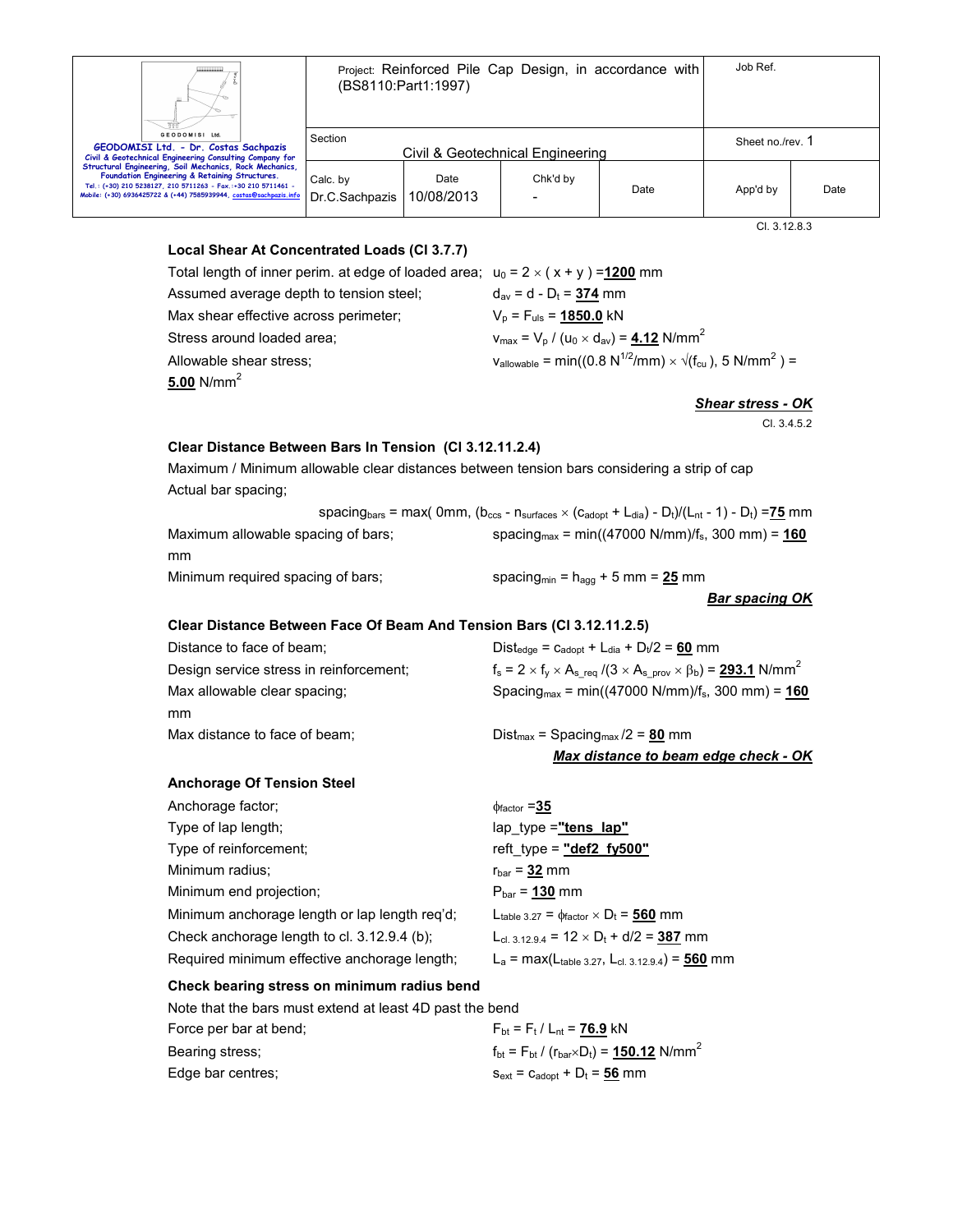Cl. 3.12.8.3

### Local Shear At Concentrated Loads (Cl 3.7.7)

Total length of inner perim. at edge of loaded area; $u_0 = 2 \times (x + y) =$ **1200** mm

Assumed average depth to tension steel; $d_{av} = d - D_t =$ **374** mm

Max shear effective across perimeter; $V_p = F_{uls} =$ **1850.0** kN

Stress around loaded area; $v_{max} = V_p / (u_0 \times d_{av}) =$ **4.12** N/mm$^2$

Allowable shear stress; $v_{allowable} = \min((0.8\ N^{1/2}/mm) \times \sqrt{(f_{cu})}, 5\ N/mm^2) =$ **5.00** N/mm$^2$

***Shear stress - OK***

Cl. 3.4.5.2

### Clear Distance Between Bars In Tension (Cl 3.12.11.2.4)

Maximum / Minimum allowable clear distances between tension bars considering a strip of cap

Actual bar spacing;

$spacing_{bars} = \max(0mm, (b_{ccs} - n_{surfaces} \times (c_{adopt} + L_{dia}) - D_t)/(L_{nt} - 1) - D_t) =$ **75** mm

Maximum allowable spacing of bars; $spacing_{max} = \min((47000\ N/mm)/f_s, 300\ mm) =$ **160** mm

Minimum required spacing of bars; $spacing_{min} = h_{agg} + 5\ mm =$ **25** mm

***Bar spacing OK***

### Clear Distance Between Face Of Beam And Tension Bars (Cl 3.12.11.2.5)

Distance to face of beam; $Dist_{edge} = c_{adopt} + L_{dia} + D_t/2 =$ **60** mm

Design service stress in reinforcement; $f_s = 2 \times f_y \times A_{s\_req} / (3 \times A_{s\_prov} \times \beta_b) =$ **293.1** N/mm$^2$

Max allowable clear spacing; $Spacing_{max} = \min((47000\ N/mm)/f_s, 300\ mm) =$ **160** mm

Max distance to face of beam; $Dist_{max} = Spacing_{max}/2 =$ **80** mm

***Max distance to beam edge check - OK***

### Anchorage Of Tension Steel

Anchorage factor; $\phi_{factor} =$ **35**

Type of lap length; lap_type = **"tens_lap"**

Type of reinforcement; reft_type = **"def2_fy500"**

Minimum radius; $r_{bar} =$ **32** mm

Minimum end projection; $P_{bar} =$ **130** mm

Minimum anchorage length or lap length req'd; $L_{table\ 3.27} = \phi_{factor} \times D_t =$ **560** mm

Check anchorage length to cl. 3.12.9.4 (b); $L_{cl.\ 3.12.9.4} = 12 \times D_t + d/2 =$ **387** mm

Required minimum effective anchorage length; $L_a = \max(L_{table\ 3.27}, L_{cl.\ 3.12.9.4}) =$ **560** mm

### Check bearing stress on minimum radius bend

Note that the bars must extend at least 4D past the bend

Force per bar at bend; $F_{bt} = F_t / L_{nt} =$ **76.9** kN

Bearing stress; $f_{bt} = F_{bt} / (r_{bar} \times D_t) =$ **150.12** N/mm$^2$

Edge bar centres; $s_{ext} = c_{adopt} + D_t =$ **56** mm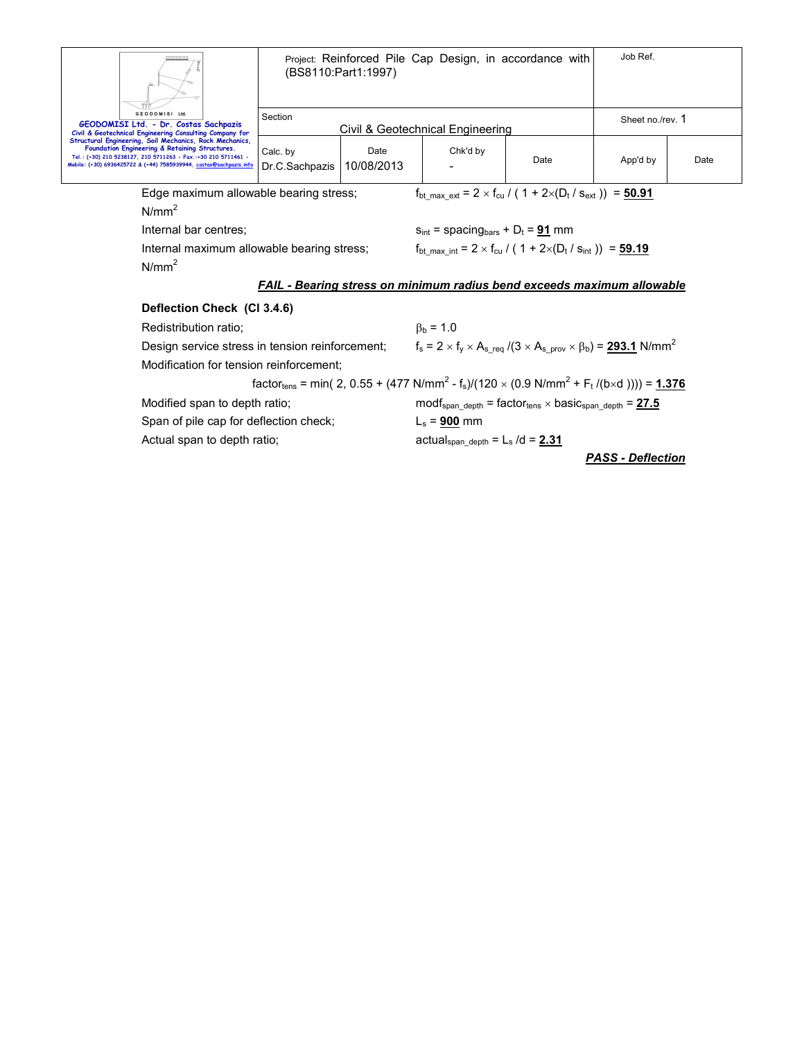Edge maximum allowable bearing stress; $f_{bt\_max\_ext} = 2 \times f_{cu} / ( 1 + 2\times(D_t / s_{ext} ))$ = **50.91** N/mm$^2$

Internal bar centres; $s_{int} = spacing_{bars} + D_t$ = **91** mm

Internal maximum allowable bearing stress; $f_{bt\_max\_int} = 2 \times f_{cu} / ( 1 + 2\times(D_t / s_{int} ))$ = **59.19** N/mm$^2$

***FAIL - Bearing stress on minimum radius bend exceeds maximum allowable***

**Deflection Check (Cl 3.4.6)**

Redistribution ratio; $\beta_b = 1.0$

Design service stress in tension reinforcement; $f_s = 2 \times f_y \times A_{s\_req} /(3 \times A_{s\_prov} \times \beta_b)$ = **293.1** N/mm$^2$

Modification for tension reinforcement;

$factor_{tens}$ = min( 2, 0.55 + (477 N/mm$^2$ - $f_s$)/(120 $\times$ (0.9 N/mm$^2$ + $F_t$ /(b$\times$d )))) = **1.376**

Modified span to depth ratio; $modf_{span\_depth} = factor_{tens} \times basic_{span\_depth}$ = **27.5**

Span of pile cap for deflection check; $L_s$ = **900** mm

Actual span to depth ratio; $actual_{span\_depth} = L_s /d$ = **2.31**

***PASS - Deflection***